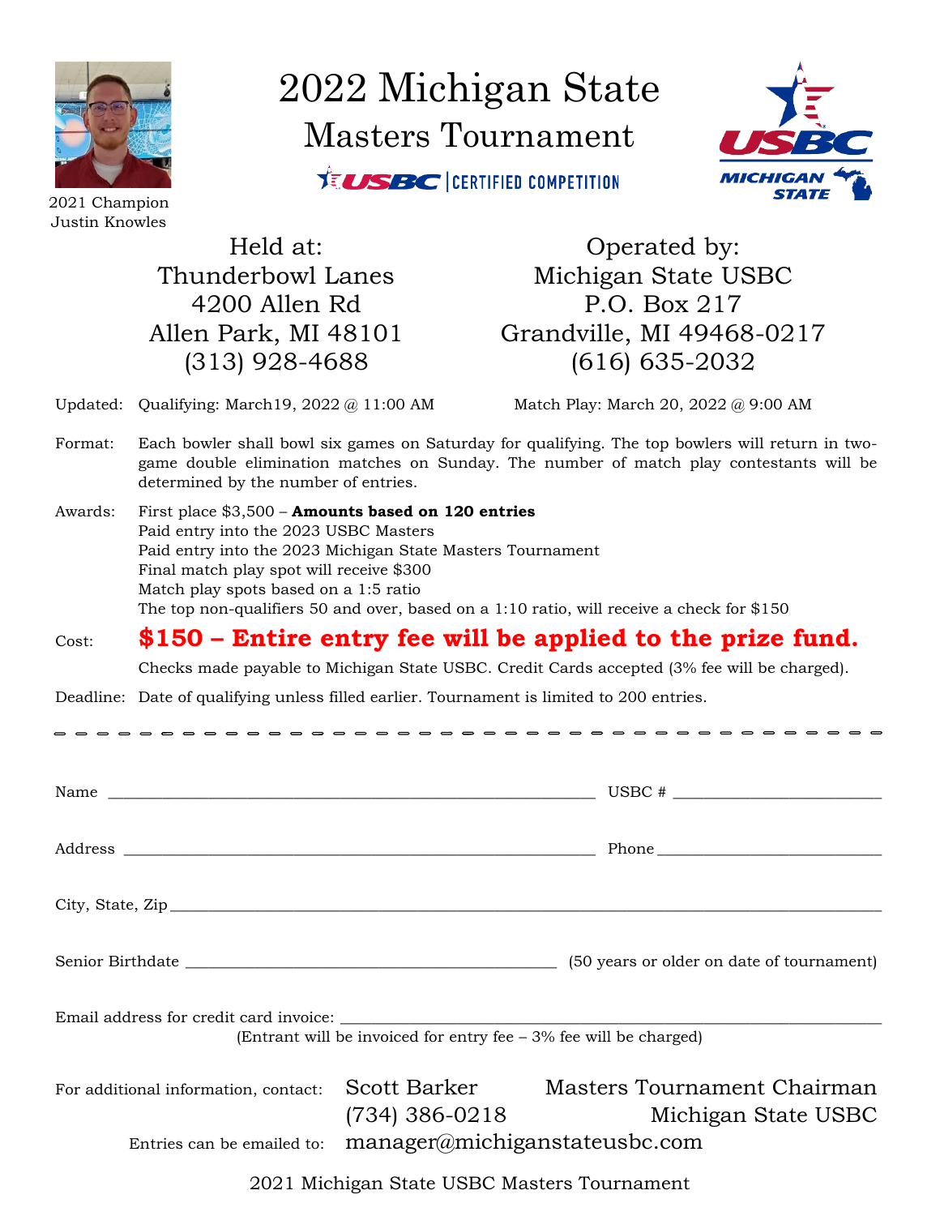2021 Champion
Justin Knowles

# 2022 Michigan State

## Masters Tournament

USBC | CERTIFIED COMPETITION

USBC MICHIGAN STATE

Held at:
Thunderbowl Lanes
4200 Allen Rd
Allen Park, MI 48101
(313) 928-4688

Operated by:
Michigan State USBC
P.O. Box 217
Grandville, MI 49468-0217
(616) 635-2032

Updated: Qualifying: March19, 2022 @ 11:00 AM Match Play: March 20, 2022 @ 9:00 AM

Format: Each bowler shall bowl six games on Saturday for qualifying. The top bowlers will return in two-game double elimination matches on Sunday. The number of match play contestants will be determined by the number of entries.

Awards: First place $3,500 – **Amounts based on 120 entries**
Paid entry into the 2023 USBC Masters
Paid entry into the 2023 Michigan State Masters Tournament
Final match play spot will receive $300
Match play spots based on a 1:5 ratio
The top non-qualifiers 50 and over, based on a 1:10 ratio, will receive a check for $150

Cost: **$150 – Entire entry fee will be applied to the prize fund.**

Checks made payable to Michigan State USBC. Credit Cards accepted (3% fee will be charged).

Deadline: Date of qualifying unless filled earlier. Tournament is limited to 200 entries.

---

Name ______________________________ USBC # ______________

Address ______________________________ Phone ______________

City, State, Zip ______________________________

Senior Birthdate ______________________ (50 years or older on date of tournament)

Email address for credit card invoice: ______________________________
(Entrant will be invoiced for entry fee – 3% fee will be charged)

For additional information, contact: Scott Barker, Masters Tournament Chairman
(734) 386-0218, Michigan State USBC

Entries can be emailed to: manager@michiganstateusbc.com

2021 Michigan State USBC Masters Tournament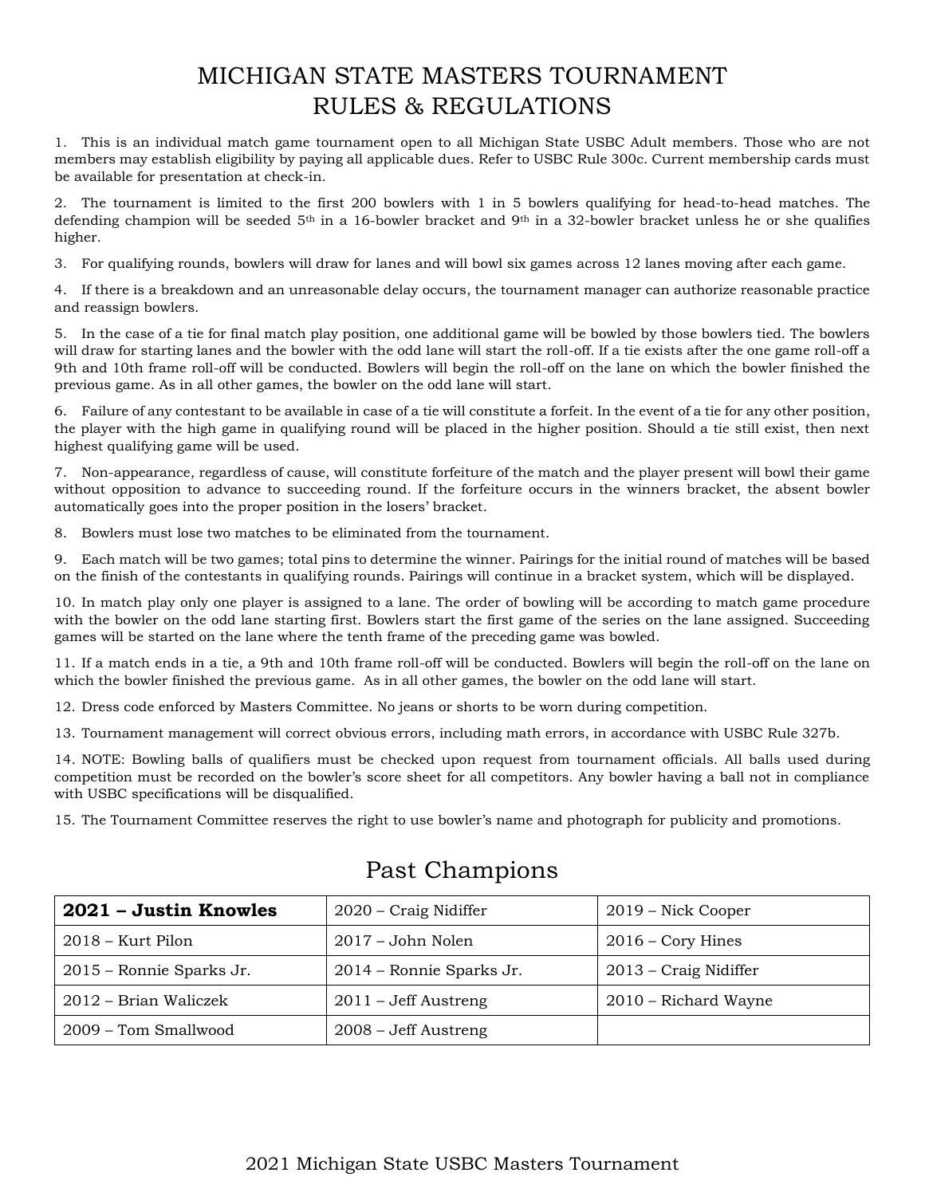# MICHIGAN STATE MASTERS TOURNAMENT
# RULES & REGULATIONS

1. This is an individual match game tournament open to all Michigan State USBC Adult members. Those who are not members may establish eligibility by paying all applicable dues. Refer to USBC Rule 300c. Current membership cards must be available for presentation at check-in.

2. The tournament is limited to the first 200 bowlers with 1 in 5 bowlers qualifying for head-to-head matches. The defending champion will be seeded 5th in a 16-bowler bracket and 9th in a 32-bowler bracket unless he or she qualifies higher.

3. For qualifying rounds, bowlers will draw for lanes and will bowl six games across 12 lanes moving after each game.

4. If there is a breakdown and an unreasonable delay occurs, the tournament manager can authorize reasonable practice and reassign bowlers.

5. In the case of a tie for final match play position, one additional game will be bowled by those bowlers tied. The bowlers will draw for starting lanes and the bowler with the odd lane will start the roll-off. If a tie exists after the one game roll-off a 9th and 10th frame roll-off will be conducted. Bowlers will begin the roll-off on the lane on which the bowler finished the previous game. As in all other games, the bowler on the odd lane will start.

6. Failure of any contestant to be available in case of a tie will constitute a forfeit. In the event of a tie for any other position, the player with the high game in qualifying round will be placed in the higher position. Should a tie still exist, then next highest qualifying game will be used.

7. Non-appearance, regardless of cause, will constitute forfeiture of the match and the player present will bowl their game without opposition to advance to succeeding round. If the forfeiture occurs in the winners bracket, the absent bowler automatically goes into the proper position in the losers' bracket.

8. Bowlers must lose two matches to be eliminated from the tournament.

9. Each match will be two games; total pins to determine the winner. Pairings for the initial round of matches will be based on the finish of the contestants in qualifying rounds. Pairings will continue in a bracket system, which will be displayed.

10. In match play only one player is assigned to a lane. The order of bowling will be according to match game procedure with the bowler on the odd lane starting first. Bowlers start the first game of the series on the lane assigned. Succeeding games will be started on the lane where the tenth frame of the preceding game was bowled.

11. If a match ends in a tie, a 9th and 10th frame roll-off will be conducted. Bowlers will begin the roll-off on the lane on which the bowler finished the previous game. As in all other games, the bowler on the odd lane will start.

12. Dress code enforced by Masters Committee. No jeans or shorts to be worn during competition.

13. Tournament management will correct obvious errors, including math errors, in accordance with USBC Rule 327b.

14. NOTE: Bowling balls of qualifiers must be checked upon request from tournament officials. All balls used during competition must be recorded on the bowler's score sheet for all competitors. Any bowler having a ball not in compliance with USBC specifications will be disqualified.

15. The Tournament Committee reserves the right to use bowler's name and photograph for publicity and promotions.

## Past Champions

| | | |
|---|---|---|
| **2021 – Justin Knowles** | 2020 – Craig Nidiffer | 2019 – Nick Cooper |
| 2018 – Kurt Pilon | 2017 – John Nolen | 2016 – Cory Hines |
| 2015 – Ronnie Sparks Jr. | 2014 – Ronnie Sparks Jr. | 2013 – Craig Nidiffer |
| 2012 – Brian Waliczek | 2011 – Jeff Austreng | 2010 – Richard Wayne |
| 2009 – Tom Smallwood | 2008 – Jeff Austreng | |